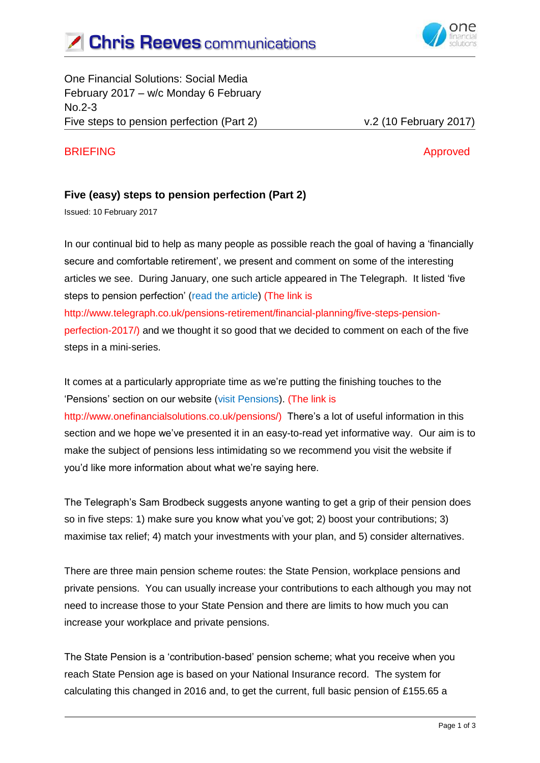Chris Reeves communications

One Financial Solutions: Social Media
February 2017 – w/c Monday 6 February
No.2-3
Five steps to pension perfection (Part 2) v.2 (10 February 2017)

BRIEFING Approved

## Five (easy) steps to pension perfection (Part 2)

Issued: 10 February 2017

In our continual bid to help as many people as possible reach the goal of having a 'financially secure and comfortable retirement', we present and comment on some of the interesting articles we see. During January, one such article appeared in The Telegraph. It listed 'five steps to pension perfection' (read the article) (The link is http://www.telegraph.co.uk/pensions-retirement/financial-planning/five-steps-pension-perfection-2017/) and we thought it so good that we decided to comment on each of the five steps in a mini-series.

It comes at a particularly appropriate time as we're putting the finishing touches to the 'Pensions' section on our website (visit Pensions). (The link is http://www.onefinancialsolutions.co.uk/pensions/) There's a lot of useful information in this section and we hope we've presented it in an easy-to-read yet informative way. Our aim is to make the subject of pensions less intimidating so we recommend you visit the website if you'd like more information about what we're saying here.

The Telegraph's Sam Brodbeck suggests anyone wanting to get a grip of their pension does so in five steps: 1) make sure you know what you've got; 2) boost your contributions; 3) maximise tax relief; 4) match your investments with your plan, and 5) consider alternatives.

There are three main pension scheme routes: the State Pension, workplace pensions and private pensions. You can usually increase your contributions to each although you may not need to increase those to your State Pension and there are limits to how much you can increase your workplace and private pensions.

The State Pension is a 'contribution-based' pension scheme; what you receive when you reach State Pension age is based on your National Insurance record. The system for calculating this changed in 2016 and, to get the current, full basic pension of £155.65 a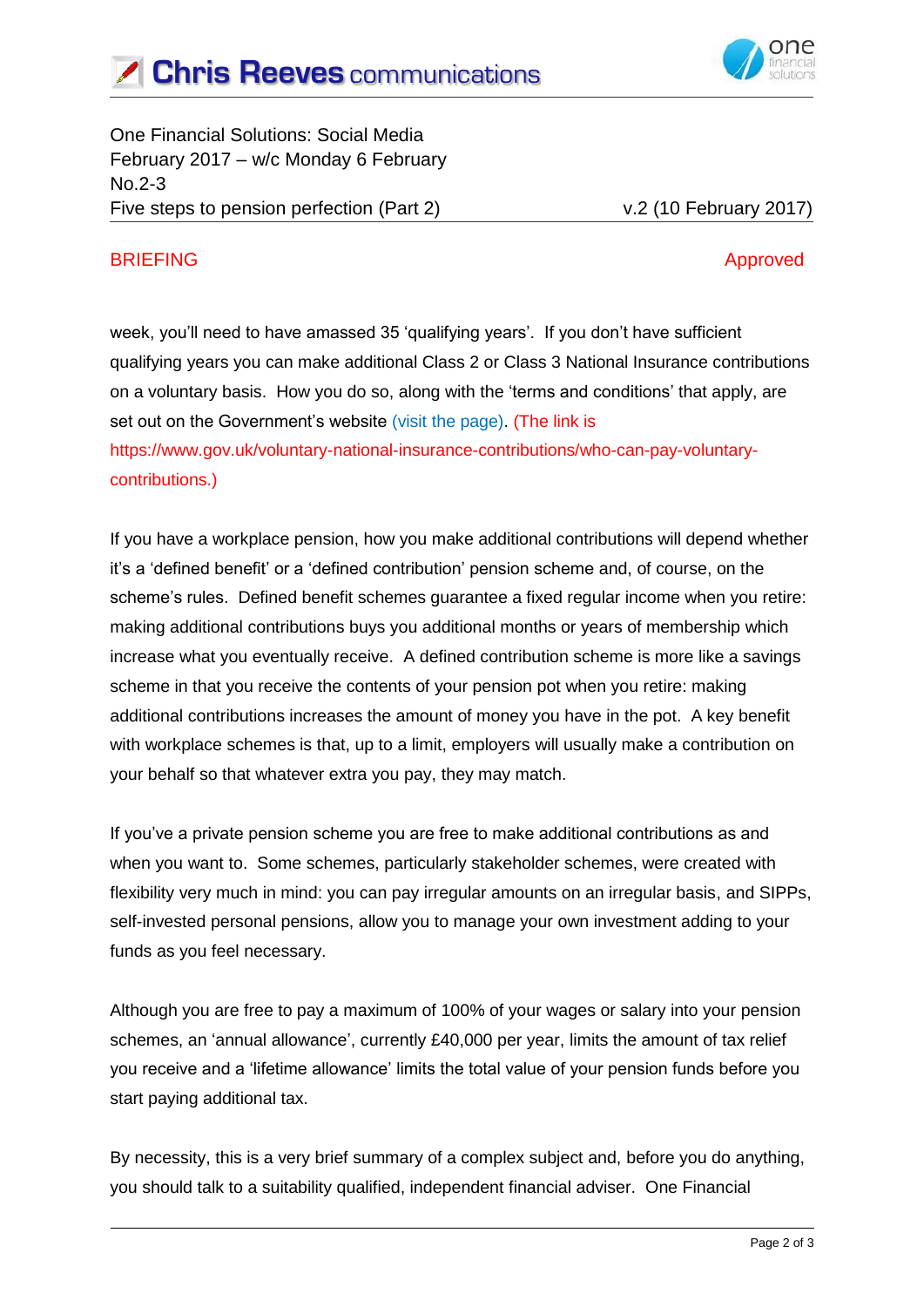One Financial Solutions: Social Media
February 2017 – w/c Monday 6 February
No.2-3
Five steps to pension perfection (Part 2) v.2 (10 February 2017)

BRIEFING Approved

week, you'll need to have amassed 35 'qualifying years'. If you don't have sufficient qualifying years you can make additional Class 2 or Class 3 National Insurance contributions on a voluntary basis. How you do so, along with the 'terms and conditions' that apply, are set out on the Government's website (visit the page). (The link is https://www.gov.uk/voluntary-national-insurance-contributions/who-can-pay-voluntary-contributions.)

If you have a workplace pension, how you make additional contributions will depend whether it's a 'defined benefit' or a 'defined contribution' pension scheme and, of course, on the scheme's rules. Defined benefit schemes guarantee a fixed regular income when you retire: making additional contributions buys you additional months or years of membership which increase what you eventually receive. A defined contribution scheme is more like a savings scheme in that you receive the contents of your pension pot when you retire: making additional contributions increases the amount of money you have in the pot. A key benefit with workplace schemes is that, up to a limit, employers will usually make a contribution on your behalf so that whatever extra you pay, they may match.

If you've a private pension scheme you are free to make additional contributions as and when you want to. Some schemes, particularly stakeholder schemes, were created with flexibility very much in mind: you can pay irregular amounts on an irregular basis, and SIPPs, self-invested personal pensions, allow you to manage your own investment adding to your funds as you feel necessary.

Although you are free to pay a maximum of 100% of your wages or salary into your pension schemes, an 'annual allowance', currently £40,000 per year, limits the amount of tax relief you receive and a 'lifetime allowance' limits the total value of your pension funds before you start paying additional tax.

By necessity, this is a very brief summary of a complex subject and, before you do anything, you should talk to a suitability qualified, independent financial adviser. One Financial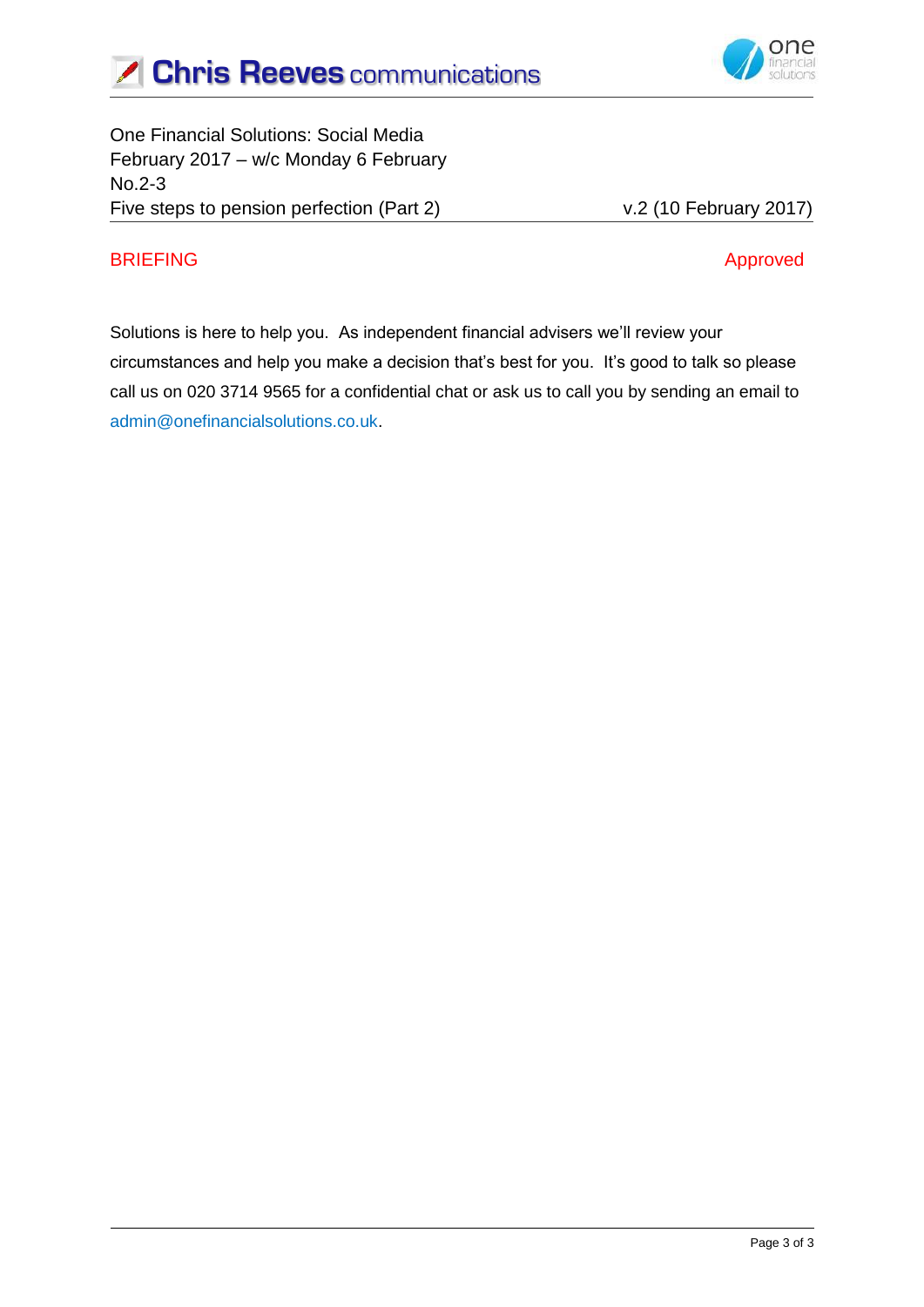One Financial Solutions: Social Media
February 2017 – w/c Monday 6 February
No.2-3
Five steps to pension perfection (Part 2) v.2 (10 February 2017)

BRIEFING Approved

Solutions is here to help you. As independent financial advisers we'll review your circumstances and help you make a decision that's best for you. It's good to talk so please call us on 020 3714 9565 for a confidential chat or ask us to call you by sending an email to admin@onefinancialsolutions.co.uk.